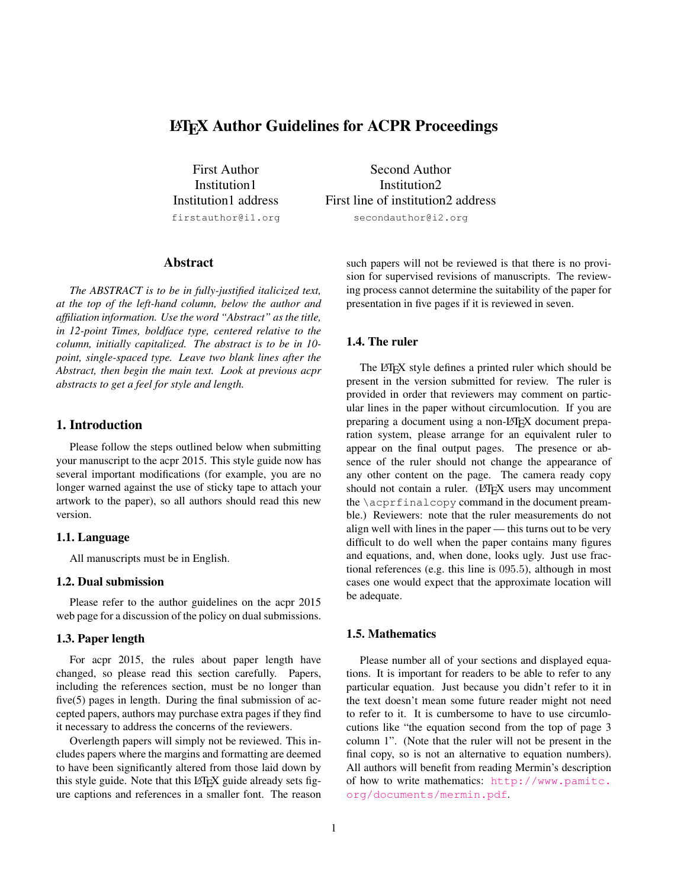# LaTeX Author Guidelines for ACPR Proceedings

First Author
Institution1
Institution1 address
`firstauthor@i1.org`

Second Author
Institution2
First line of institution2 address
`secondauthor@i2.org`

## Abstract

*The ABSTRACT is to be in fully-justified italicized text, at the top of the left-hand column, below the author and affiliation information. Use the word "Abstract" as the title, in 12-point Times, boldface type, centered relative to the column, initially capitalized. The abstract is to be in 10-point, single-spaced type. Leave two blank lines after the Abstract, then begin the main text. Look at previous acpr abstracts to get a feel for style and length.*

## 1. Introduction

Please follow the steps outlined below when submitting your manuscript to the acpr 2015. This style guide now has several important modifications (for example, you are no longer warned against the use of sticky tape to attach your artwork to the paper), so all authors should read this new version.

### 1.1. Language

All manuscripts must be in English.

### 1.2. Dual submission

Please refer to the author guidelines on the acpr 2015 web page for a discussion of the policy on dual submissions.

### 1.3. Paper length

For acpr 2015, the rules about paper length have changed, so please read this section carefully. Papers, including the references section, must be no longer than five(5) pages in length. During the final submission of accepted papers, authors may purchase extra pages if they find it necessary to address the concerns of the reviewers.

Overlength papers will simply not be reviewed. This includes papers where the margins and formatting are deemed to have been significantly altered from those laid down by this style guide. Note that this LaTeX guide already sets figure captions and references in a smaller font. The reason such papers will not be reviewed is that there is no provision for supervised revisions of manuscripts. The reviewing process cannot determine the suitability of the paper for presentation in five pages if it is reviewed in seven.

### 1.4. The ruler

The LaTeX style defines a printed ruler which should be present in the version submitted for review. The ruler is provided in order that reviewers may comment on particular lines in the paper without circumlocution. If you are preparing a document using a non-LaTeX document preparation system, please arrange for an equivalent ruler to appear on the final output pages. The presence or absence of the ruler should not change the appearance of any other content on the page. The camera ready copy should not contain a ruler. (LaTeX users may uncomment the `\acprfinalcopy` command in the document preamble.) Reviewers: note that the ruler measurements do not align well with lines in the paper — this turns out to be very difficult to do well when the paper contains many figures and equations, and, when done, looks ugly. Just use fractional references (e.g. this line is 095.5), although in most cases one would expect that the approximate location will be adequate.

### 1.5. Mathematics

Please number all of your sections and displayed equations. It is important for readers to be able to refer to any particular equation. Just because you didn't refer to it in the text doesn't mean some future reader might not need to refer to it. It is cumbersome to have to use circumlocutions like "the equation second from the top of page 3 column 1". (Note that the ruler will not be present in the final copy, so is not an alternative to equation numbers). All authors will benefit from reading Mermin's description of how to write mathematics: `http://www.pamitc.org/documents/mermin.pdf`.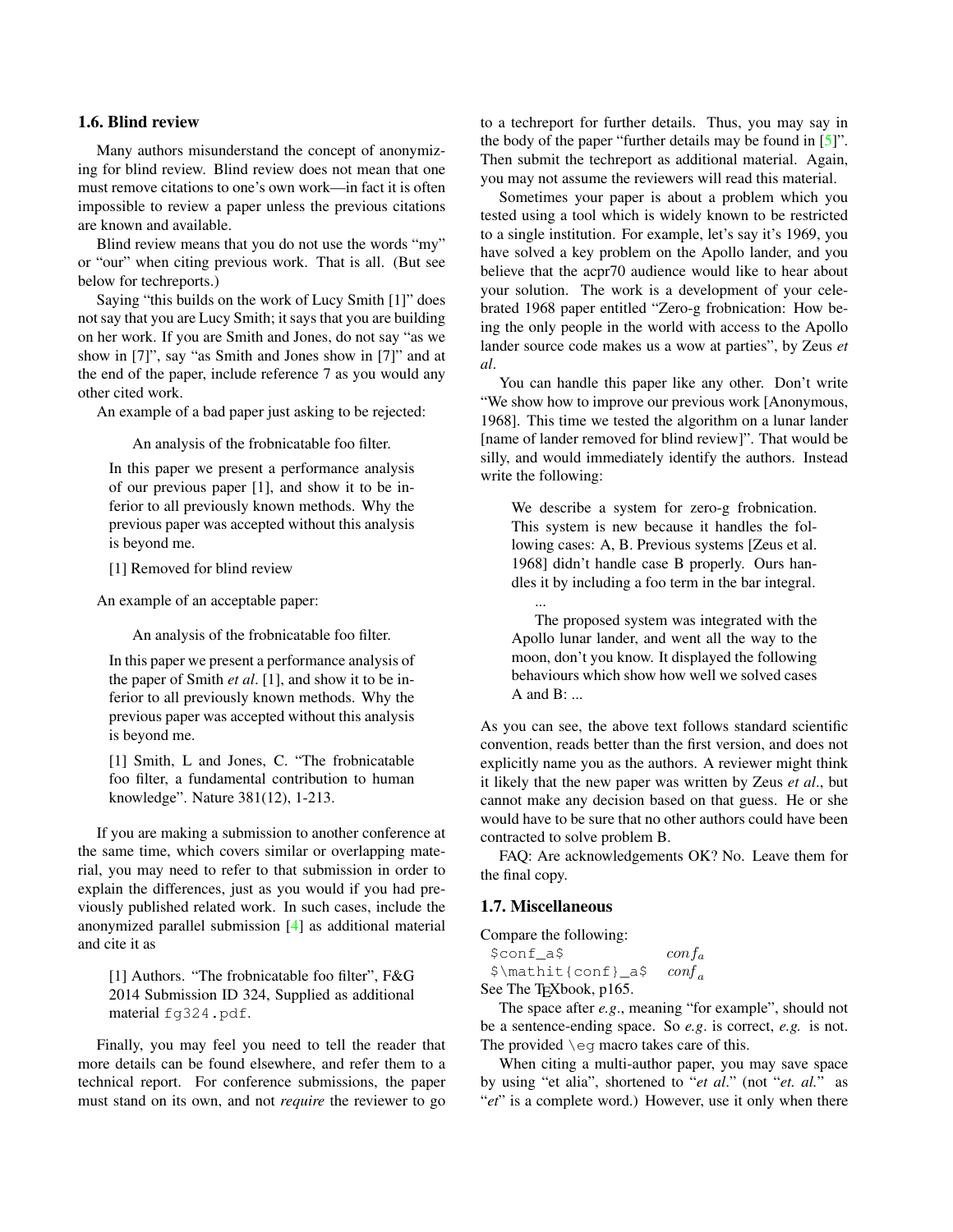### 1.6. Blind review

Many authors misunderstand the concept of anonymizing for blind review. Blind review does not mean that one must remove citations to one's own work—in fact it is often impossible to review a paper unless the previous citations are known and available.

Blind review means that you do not use the words "my" or "our" when citing previous work. That is all. (But see below for techreports.)

Saying "this builds on the work of Lucy Smith [1]" does not say that you are Lucy Smith; it says that you are building on her work. If you are Smith and Jones, do not say "as we show in [7]", say "as Smith and Jones show in [7]" and at the end of the paper, include reference 7 as you would any other cited work.

An example of a bad paper just asking to be rejected:

> An analysis of the frobnicatable foo filter.
>
> In this paper we present a performance analysis of our previous paper [1], and show it to be inferior to all previously known methods. Why the previous paper was accepted without this analysis is beyond me.
>
> [1] Removed for blind review

An example of an acceptable paper:

> An analysis of the frobnicatable foo filter.
>
> In this paper we present a performance analysis of the paper of Smith *et al*. [1], and show it to be inferior to all previously known methods. Why the previous paper was accepted without this analysis is beyond me.
>
> [1] Smith, L and Jones, C. "The frobnicatable foo filter, a fundamental contribution to human knowledge". Nature 381(12), 1-213.

If you are making a submission to another conference at the same time, which covers similar or overlapping material, you may need to refer to that submission in order to explain the differences, just as you would if you had previously published related work. In such cases, include the anonymized parallel submission [4] as additional material and cite it as

> [1] Authors. "The frobnicatable foo filter", F&G 2014 Submission ID 324, Supplied as additional material `fg324.pdf`.

Finally, you may feel you need to tell the reader that more details can be found elsewhere, and refer them to a technical report. For conference submissions, the paper must stand on its own, and not *require* the reviewer to go to a techreport for further details. Thus, you may say in the body of the paper "further details may be found in [5]". Then submit the techreport as additional material. Again, you may not assume the reviewers will read this material.

Sometimes your paper is about a problem which you tested using a tool which is widely known to be restricted to a single institution. For example, let's say it's 1969, you have solved a key problem on the Apollo lander, and you believe that the acpr70 audience would like to hear about your solution. The work is a development of your celebrated 1968 paper entitled "Zero-g frobnication: How being the only people in the world with access to the Apollo lander source code makes us a wow at parties", by Zeus *et al*.

You can handle this paper like any other. Don't write "We show how to improve our previous work [Anonymous, 1968]. This time we tested the algorithm on a lunar lander [name of lander removed for blind review]". That would be silly, and would immediately identify the authors. Instead write the following:

> We describe a system for zero-g frobnication. This system is new because it handles the following cases: A, B. Previous systems [Zeus et al. 1968] didn't handle case B properly. Ours handles it by including a foo term in the bar integral.
>
> ...
>
> The proposed system was integrated with the Apollo lunar lander, and went all the way to the moon, don't you know. It displayed the following behaviours which show how well we solved cases A and B: ...

As you can see, the above text follows standard scientific convention, reads better than the first version, and does not explicitly name you as the authors. A reviewer might think it likely that the new paper was written by Zeus *et al*., but cannot make any decision based on that guess. He or she would have to be sure that no other authors could have been contracted to solve problem B.

FAQ: Are acknowledgements OK? No. Leave them for the final copy.

### 1.7. Miscellaneous

Compare the following:

| | |
|---|---|
| `$conf_a$` | $conf_a$ |
| `$\mathit{conf}_a$` | $\mathit{conf}_a$ |

See The TEXbook, p165.

The space after *e.g*., meaning "for example", should not be a sentence-ending space. So *e.g*. is correct, *e.g.* is not. The provided `\eg` macro takes care of this.

When citing a multi-author paper, you may save space by using "et alia", shortened to "*et al*." (not "*et. al.*" as "*et*" is a complete word.) However, use it only when there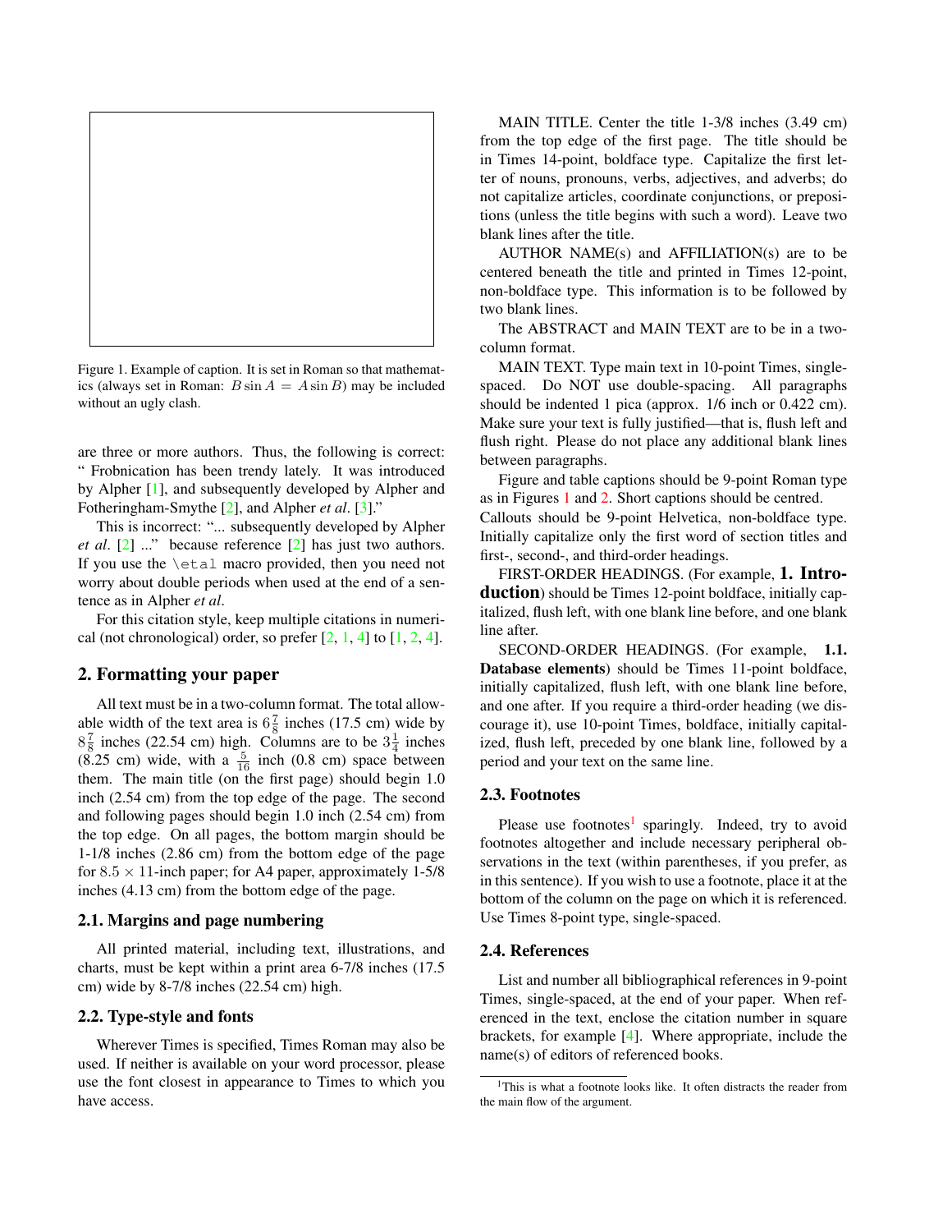Figure 1. Example of caption. It is set in Roman so that mathematics (always set in Roman: $B \sin A = A \sin B$) may be included without an ugly clash.

are three or more authors. Thus, the following is correct: " Frobnication has been trendy lately. It was introduced by Alpher [1], and subsequently developed by Alpher and Fotheringham-Smythe [2], and Alpher *et al*. [3]."

This is incorrect: "... subsequently developed by Alpher *et al*. [2] ..." because reference [2] has just two authors. If you use the `\etal` macro provided, then you need not worry about double periods when used at the end of a sentence as in Alpher *et al*.

For this citation style, keep multiple citations in numerical (not chronological) order, so prefer [2, 1, 4] to [1, 2, 4].

## 2. Formatting your paper

All text must be in a two-column format. The total allowable width of the text area is $6\frac{7}{8}$ inches (17.5 cm) wide by $8\frac{7}{8}$ inches (22.54 cm) high. Columns are to be $3\frac{1}{4}$ inches (8.25 cm) wide, with a $\frac{5}{16}$ inch (0.8 cm) space between them. The main title (on the first page) should begin 1.0 inch (2.54 cm) from the top edge of the page. The second and following pages should begin 1.0 inch (2.54 cm) from the top edge. On all pages, the bottom margin should be 1-1/8 inches (2.86 cm) from the bottom edge of the page for $8.5 \times 11$-inch paper; for A4 paper, approximately 1-5/8 inches (4.13 cm) from the bottom edge of the page.

### 2.1. Margins and page numbering

All printed material, including text, illustrations, and charts, must be kept within a print area 6-7/8 inches (17.5 cm) wide by 8-7/8 inches (22.54 cm) high.

### 2.2. Type-style and fonts

Wherever Times is specified, Times Roman may also be used. If neither is available on your word processor, please use the font closest in appearance to Times to which you have access.

MAIN TITLE. Center the title 1-3/8 inches (3.49 cm) from the top edge of the first page. The title should be in Times 14-point, boldface type. Capitalize the first letter of nouns, pronouns, verbs, adjectives, and adverbs; do not capitalize articles, coordinate conjunctions, or prepositions (unless the title begins with such a word). Leave two blank lines after the title.

AUTHOR NAME(s) and AFFILIATION(s) are to be centered beneath the title and printed in Times 12-point, non-boldface type. This information is to be followed by two blank lines.

The ABSTRACT and MAIN TEXT are to be in a two-column format.

MAIN TEXT. Type main text in 10-point Times, single-spaced. Do NOT use double-spacing. All paragraphs should be indented 1 pica (approx. 1/6 inch or 0.422 cm). Make sure your text is fully justified—that is, flush left and flush right. Please do not place any additional blank lines between paragraphs.

Figure and table captions should be 9-point Roman type as in Figures 1 and 2. Short captions should be centred.

Callouts should be 9-point Helvetica, non-boldface type. Initially capitalize only the first word of section titles and first-, second-, and third-order headings.

FIRST-ORDER HEADINGS. (For example, **1. Introduction**) should be Times 12-point boldface, initially capitalized, flush left, with one blank line before, and one blank line after.

SECOND-ORDER HEADINGS. (For example, **1.1. Database elements**) should be Times 11-point boldface, initially capitalized, flush left, with one blank line before, and one after. If you require a third-order heading (we discourage it), use 10-point Times, boldface, initially capitalized, flush left, preceded by one blank line, followed by a period and your text on the same line.

### 2.3. Footnotes

Please use footnotes[1] sparingly. Indeed, try to avoid footnotes altogether and include necessary peripheral observations in the text (within parentheses, if you prefer, as in this sentence). If you wish to use a footnote, place it at the bottom of the column on the page on which it is referenced. Use Times 8-point type, single-spaced.

### 2.4. References

List and number all bibliographical references in 9-point Times, single-spaced, at the end of your paper. When referenced in the text, enclose the citation number in square brackets, for example [4]. Where appropriate, include the name(s) of editors of referenced books.

[1] This is what a footnote looks like. It often distracts the reader from the main flow of the argument.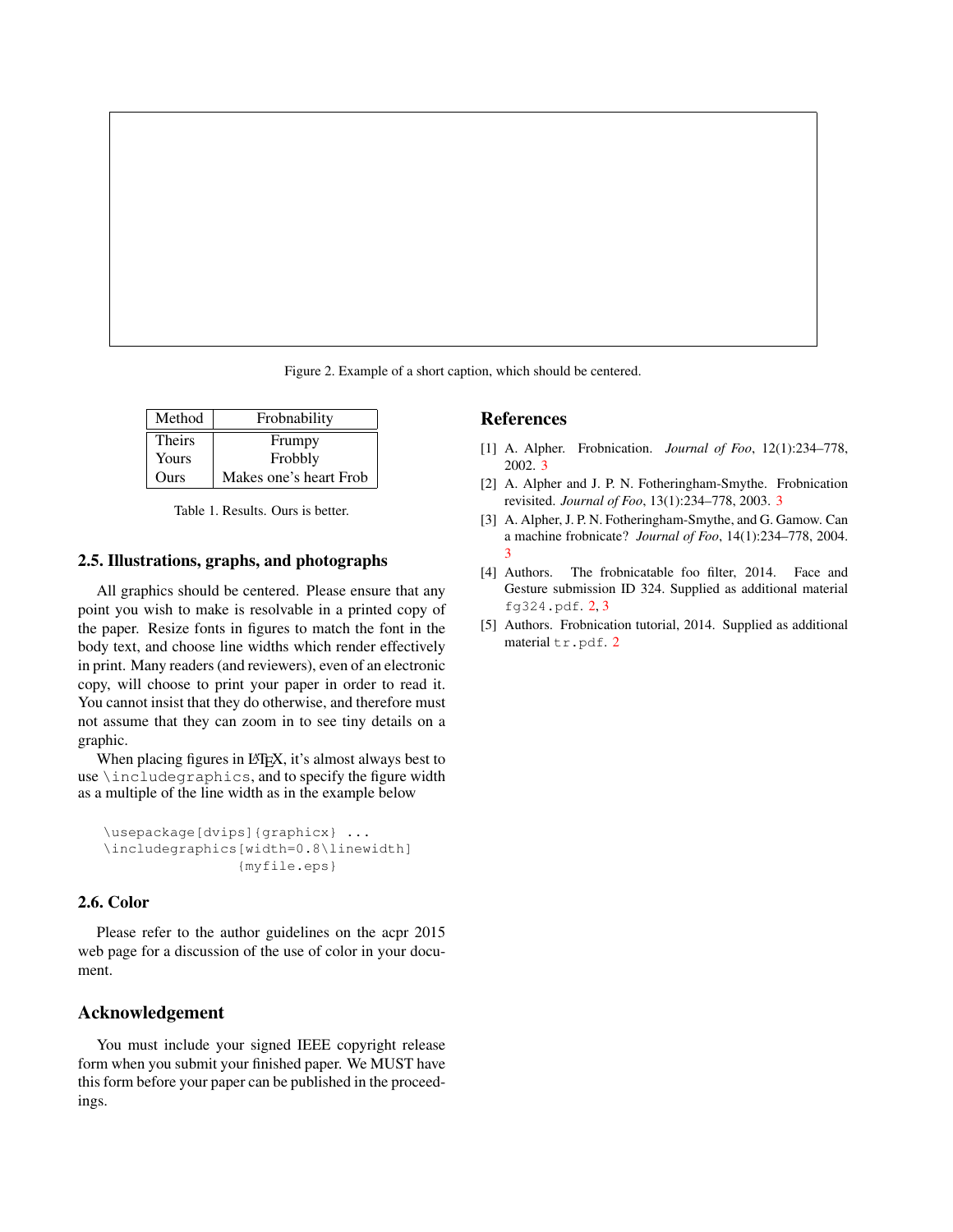Figure 2. Example of a short caption, which should be centered.

| Method | Frobnability |
| --- | --- |
| Theirs | Frumpy |
| Yours | Frobbly |
| Ours | Makes one's heart Frob |

Table 1. Results. Ours is better.

### 2.5. Illustrations, graphs, and photographs

All graphics should be centered. Please ensure that any point you wish to make is resolvable in a printed copy of the paper. Resize fonts in figures to match the font in the body text, and choose line widths which render effectively in print. Many readers (and reviewers), even of an electronic copy, will choose to print your paper in order to read it. You cannot insist that they do otherwise, and therefore must not assume that they can zoom in to see tiny details on a graphic.

When placing figures in LaTeX, it's almost always best to use `\includegraphics`, and to specify the figure width as a multiple of the line width as in the example below

```
\usepackage[dvips]{graphicx} ...
\includegraphics[width=0.8\linewidth]
                {myfile.eps}
```

### 2.6. Color

Please refer to the author guidelines on the acpr 2015 web page for a discussion of the use of color in your document.

## Acknowledgement

You must include your signed IEEE copyright release form when you submit your finished paper. We MUST have this form before your paper can be published in the proceedings.

## References

[1] A. Alpher. Frobnication. *Journal of Foo*, 12(1):234–778, 2002. 3

[2] A. Alpher and J. P. N. Fotheringham-Smythe. Frobnication revisited. *Journal of Foo*, 13(1):234–778, 2003. 3

[3] A. Alpher, J. P. N. Fotheringham-Smythe, and G. Gamow. Can a machine frobnicate? *Journal of Foo*, 14(1):234–778, 2004. 3

[4] Authors. The frobnicatable foo filter, 2014. Face and Gesture submission ID 324. Supplied as additional material `fg324.pdf`. 2, 3

[5] Authors. Frobnication tutorial, 2014. Supplied as additional material `tr.pdf`. 2